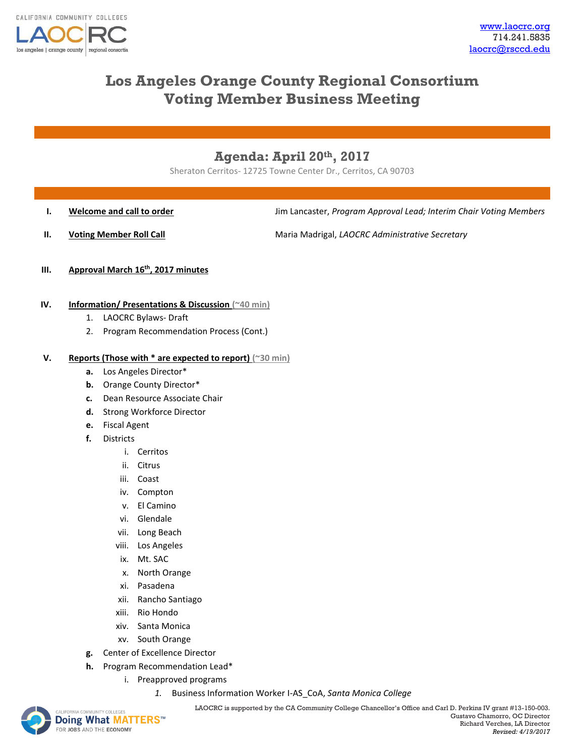www.laocrc.org
714.241.5835
laocrc@rsccd.edu

# Los Angeles Orange County Regional Consortium
# Voting Member Business Meeting

## Agenda: April 20th, 2017

Sheraton Cerritos- 12725 Towne Center Dr., Cerritos, CA 90703

**I.** **Welcome and call to order** — Jim Lancaster, *Program Approval Lead; Interim Chair Voting Members*

**II.** **Voting Member Roll Call** — Maria Madrigal, *LAOCRC Administrative Secretary*

**III.** **Approval March 16th, 2017 minutes**

**IV.** **Information/ Presentations & Discussion (~40 min)**

1. LAOCRC Bylaws- Draft
2. Program Recommendation Process (Cont.)

**V.** **Reports (Those with * are expected to report) (~30 min)**

- **a.** Los Angeles Director*
- **b.** Orange County Director*
- **c.** Dean Resource Associate Chair
- **d.** Strong Workforce Director
- **e.** Fiscal Agent
- **f.** Districts
  - i. Cerritos
  - ii. Citrus
  - iii. Coast
  - iv. Compton
  - v. El Camino
  - vi. Glendale
  - vii. Long Beach
  - viii. Los Angeles
  - ix. Mt. SAC
  - x. North Orange
  - xi. Pasadena
  - xii. Rancho Santiago
  - xiii. Rio Hondo
  - xiv. Santa Monica
  - xv. South Orange
- **g.** Center of Excellence Director
- **h.** Program Recommendation Lead*
  - i. Preapproved programs
    1. Business Information Worker I-AS_CoA, *Santa Monica College*

LAOCRC is supported by the CA Community College Chancellor's Office and Carl D. Perkins IV grant #13-150-003.
Gustavo Chamorro, OC Director
Richard Verches, LA Director
*Revised: 4/19/2017*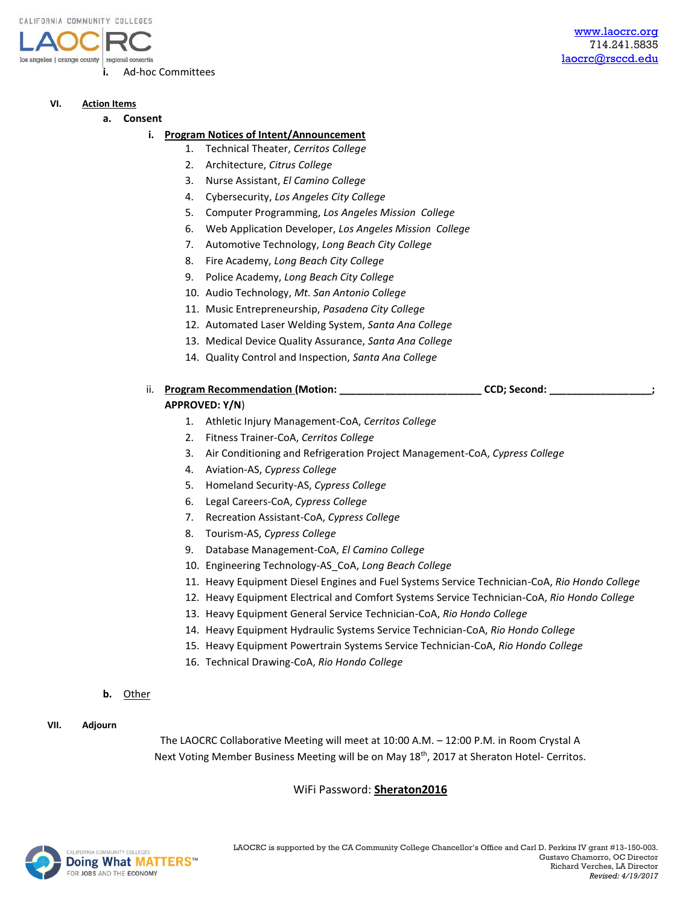i. Ad-hoc Committees

VI. **Action Items**

a. **Consent**

i. **Program Notices of Intent/Announcement**

1. Technical Theater, *Cerritos College*
2. Architecture, *Citrus College*
3. Nurse Assistant, *El Camino College*
4. Cybersecurity, *Los Angeles City College*
5. Computer Programming, *Los Angeles Mission College*
6. Web Application Developer, *Los Angeles Mission College*
7. Automotive Technology, *Long Beach City College*
8. Fire Academy, *Long Beach City College*
9. Police Academy, *Long Beach City College*
10. Audio Technology, *Mt. San Antonio College*
11. Music Entrepreneurship, *Pasadena City College*
12. Automated Laser Welding System, *Santa Ana College*
13. Medical Device Quality Assurance, *Santa Ana College*
14. Quality Control and Inspection, *Santa Ana College*

ii. **Program Recommendation (Motion: ________________________ CCD; Second: _________________; APPROVED: Y/N)**

1. Athletic Injury Management-CoA, *Cerritos College*
2. Fitness Trainer-CoA, *Cerritos College*
3. Air Conditioning and Refrigeration Project Management-CoA, *Cypress College*
4. Aviation-AS, *Cypress College*
5. Homeland Security-AS, *Cypress College*
6. Legal Careers-CoA, *Cypress College*
7. Recreation Assistant-CoA, *Cypress College*
8. Tourism-AS, *Cypress College*
9. Database Management-CoA, *El Camino College*
10. Engineering Technology-AS_CoA, *Long Beach College*
11. Heavy Equipment Diesel Engines and Fuel Systems Service Technician-CoA, *Rio Hondo College*
12. Heavy Equipment Electrical and Comfort Systems Service Technician-CoA, *Rio Hondo College*
13. Heavy Equipment General Service Technician-CoA, *Rio Hondo College*
14. Heavy Equipment Hydraulic Systems Service Technician-CoA, *Rio Hondo College*
15. Heavy Equipment Powertrain Systems Service Technician-CoA, *Rio Hondo College*
16. Technical Drawing-CoA, *Rio Hondo College*

b. Other

VII. **Adjourn**

The LAOCRC Collaborative Meeting will meet at 10:00 A.M. – 12:00 P.M. in Room Crystal A
Next Voting Member Business Meeting will be on May 18th, 2017 at Sheraton Hotel- Cerritos.

WiFi Password: **Sheraton2016**

LAOCRC is supported by the CA Community College Chancellor's Office and Carl D. Perkins IV grant #13-150-003.
Gustavo Chamorro, OC Director
Richard Verches, LA Director
*Revised: 4/19/2017*